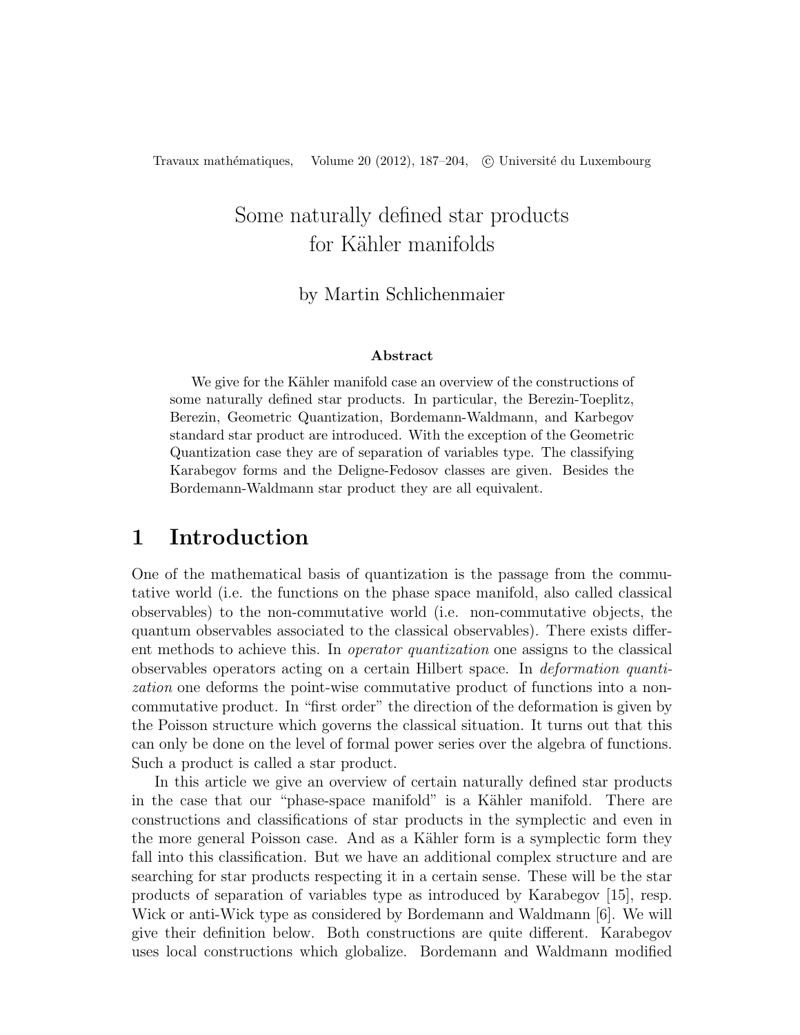# Some naturally defined star products for Kähler manifolds

by Martin Schlichenmaier

**Abstract**

We give for the Kähler manifold case an overview of the constructions of some naturally defined star products. In particular, the Berezin-Toeplitz, Berezin, Geometric Quantization, Bordemann-Waldmann, and Karbegov standard star product are introduced. With the exception of the Geometric Quantization case they are of separation of variables type. The classifying Karabegov forms and the Deligne-Fedosov classes are given. Besides the Bordemann-Waldmann star product they are all equivalent.

## 1 Introduction

One of the mathematical basis of quantization is the passage from the commutative world (i.e. the functions on the phase space manifold, also called classical observables) to the non-commutative world (i.e. non-commutative objects, the quantum observables associated to the classical observables). There exists different methods to achieve this. In *operator quantization* one assigns to the classical observables operators acting on a certain Hilbert space. In *deformation quantization* one deforms the point-wise commutative product of functions into a non-commutative product. In "first order" the direction of the deformation is given by the Poisson structure which governs the classical situation. It turns out that this can only be done on the level of formal power series over the algebra of functions. Such a product is called a star product.

In this article we give an overview of certain naturally defined star products in the case that our "phase-space manifold" is a Kähler manifold. There are constructions and classifications of star products in the symplectic and even in the more general Poisson case. And as a Kähler form is a symplectic form they fall into this classification. But we have an additional complex structure and are searching for star products respecting it in a certain sense. These will be the star products of separation of variables type as introduced by Karabegov [15], resp. Wick or anti-Wick type as considered by Bordemann and Waldmann [6]. We will give their definition below. Both constructions are quite different. Karabegov uses local constructions which globalize. Bordemann and Waldmann modified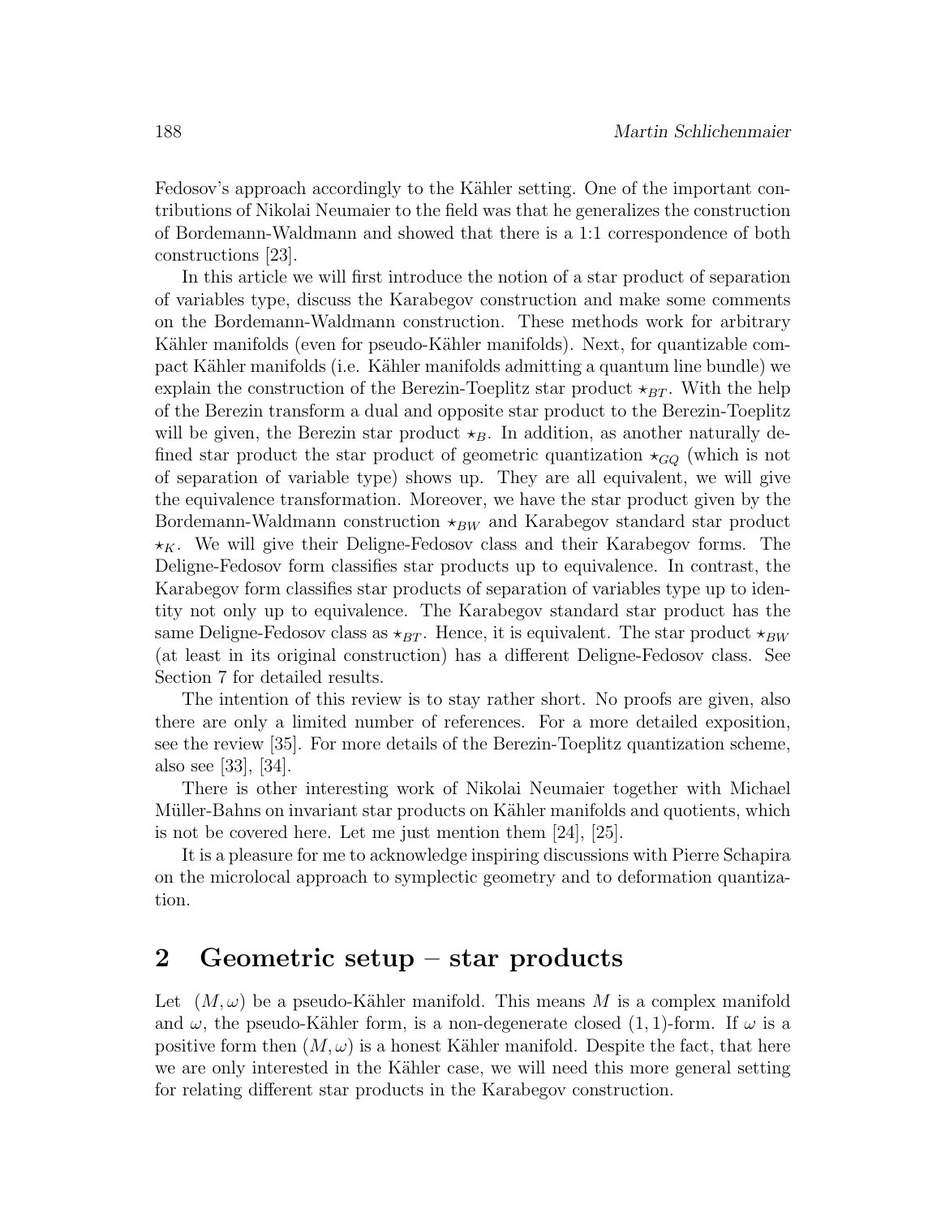Fedosov's approach accordingly to the Kähler setting. One of the important contributions of Nikolai Neumaier to the field was that he generalizes the construction of Bordemann-Waldmann and showed that there is a 1:1 correspondence of both constructions [23].

In this article we will first introduce the notion of a star product of separation of variables type, discuss the Karabegov construction and make some comments on the Bordemann-Waldmann construction. These methods work for arbitrary Kähler manifolds (even for pseudo-Kähler manifolds). Next, for quantizable compact Kähler manifolds (i.e. Kähler manifolds admitting a quantum line bundle) we explain the construction of the Berezin-Toeplitz star product $\star_{BT}$. With the help of the Berezin transform a dual and opposite star product to the Berezin-Toeplitz will be given, the Berezin star product $\star_B$. In addition, as another naturally defined star product the star product of geometric quantization $\star_{GQ}$ (which is not of separation of variable type) shows up. They are all equivalent, we will give the equivalence transformation. Moreover, we have the star product given by the Bordemann-Waldmann construction $\star_{BW}$ and Karabegov standard star product $\star_K$. We will give their Deligne-Fedosov class and their Karabegov forms. The Deligne-Fedosov form classifies star products up to equivalence. In contrast, the Karabegov form classifies star products of separation of variables type up to identity not only up to equivalence. The Karabegov standard star product has the same Deligne-Fedosov class as $\star_{BT}$. Hence, it is equivalent. The star product $\star_{BW}$ (at least in its original construction) has a different Deligne-Fedosov class. See Section 7 for detailed results.

The intention of this review is to stay rather short. No proofs are given, also there are only a limited number of references. For a more detailed exposition, see the review [35]. For more details of the Berezin-Toeplitz quantization scheme, also see [33], [34].

There is other interesting work of Nikolai Neumaier together with Michael Müller-Bahns on invariant star products on Kähler manifolds and quotients, which is not be covered here. Let me just mention them [24], [25].

It is a pleasure for me to acknowledge inspiring discussions with Pierre Schapira on the microlocal approach to symplectic geometry and to deformation quantization.

## 2 Geometric setup – star products

Let $(M, \omega)$ be a pseudo-Kähler manifold. This means $M$ is a complex manifold and $\omega$, the pseudo-Kähler form, is a non-degenerate closed $(1,1)$-form. If $\omega$ is a positive form then $(M, \omega)$ is a honest Kähler manifold. Despite the fact, that here we are only interested in the Kähler case, we will need this more general setting for relating different star products in the Karabegov construction.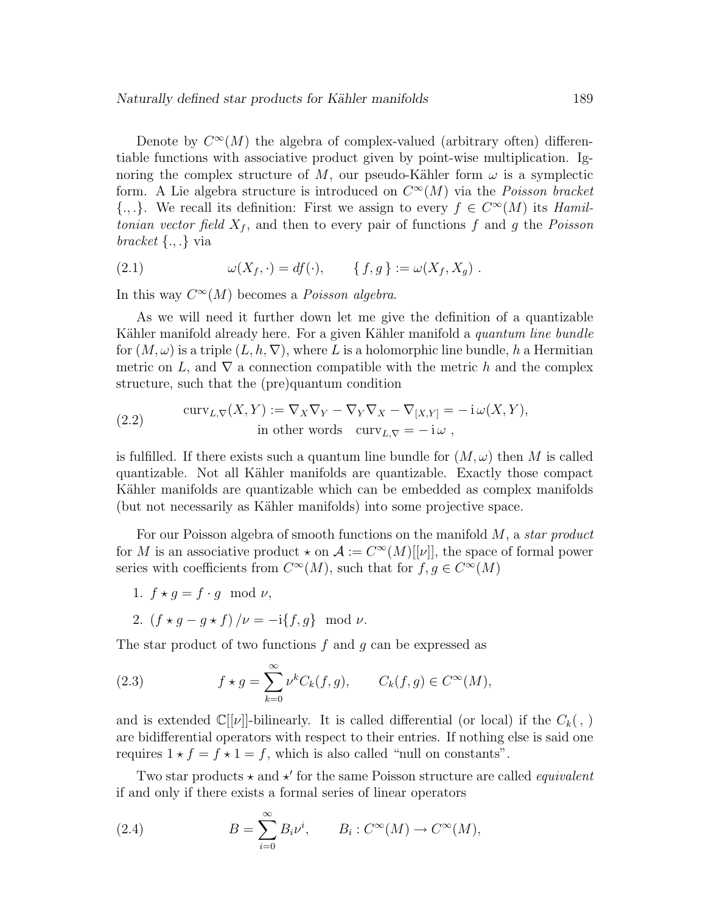Denote by $C^\infty(M)$ the algebra of complex-valued (arbitrary often) differentiable functions with associative product given by point-wise multiplication. Ignoring the complex structure of $M$, our pseudo-Kähler form $\omega$ is a symplectic form. A Lie algebra structure is introduced on $C^\infty(M)$ via the *Poisson bracket* $\{.,.\}$. We recall its definition: First we assign to every $f \in C^\infty(M)$ its *Hamiltonian vector field* $X_f$, and then to every pair of functions $f$ and $g$ the *Poisson bracket* $\{.,.\}$ via

$$\omega(X_f, \cdot) = df(\cdot), \qquad \{\, f, g \,\} := \omega(X_f, X_g) \ . \tag{2.1}$$

In this way $C^\infty(M)$ becomes a *Poisson algebra*.

As we will need it further down let me give the definition of a quantizable Kähler manifold already here. For a given Kähler manifold a *quantum line bundle* for $(M,\omega)$ is a triple $(L, h, \nabla)$, where $L$ is a holomorphic line bundle, $h$ a Hermitian metric on $L$, and $\nabla$ a connection compatible with the metric $h$ and the complex structure, such that the (pre)quantum condition

$$\begin{gathered} \operatorname{curv}_{L,\nabla}(X,Y) := \nabla_X\nabla_Y - \nabla_Y\nabla_X - \nabla_{[X,Y]} = -\,\mathrm{i}\,\omega(X,Y), \\ \text{in other words} \quad \operatorname{curv}_{L,\nabla} = -\,\mathrm{i}\,\omega \ , \end{gathered} \tag{2.2}$$

is fulfilled. If there exists such a quantum line bundle for $(M,\omega)$ then $M$ is called quantizable. Not all Kähler manifolds are quantizable. Exactly those compact Kähler manifolds are quantizable which can be embedded as complex manifolds (but not necessarily as Kähler manifolds) into some projective space.

For our Poisson algebra of smooth functions on the manifold $M$, a *star product* for $M$ is an associative product $\star$ on $\mathcal{A} := C^\infty(M)[[\nu]]$, the space of formal power series with coefficients from $C^\infty(M)$, such that for $f, g \in C^\infty(M)$

1. $f \star g = f \cdot g \mod \nu$,
2. $(f \star g - g \star f)/\nu = -\mathrm{i}\{f, g\} \mod \nu$.

The star product of two functions $f$ and $g$ can be expressed as

$$f \star g = \sum_{k=0}^{\infty} \nu^k C_k(f,g), \qquad C_k(f,g) \in C^\infty(M), \tag{2.3}$$

and is extended $\mathbb{C}[[\nu]]$-bilinearly. It is called differential (or local) if the $C_k(\ ,\ )$ are bidifferential operators with respect to their entries. If nothing else is said one requires $1 \star f = f \star 1 = f$, which is also called "null on constants".

Two star products $\star$ and $\star'$ for the same Poisson structure are called *equivalent* if and only if there exists a formal series of linear operators

$$B = \sum_{i=0}^{\infty} B_i \nu^i, \qquad B_i : C^\infty(M) \to C^\infty(M), \tag{2.4}$$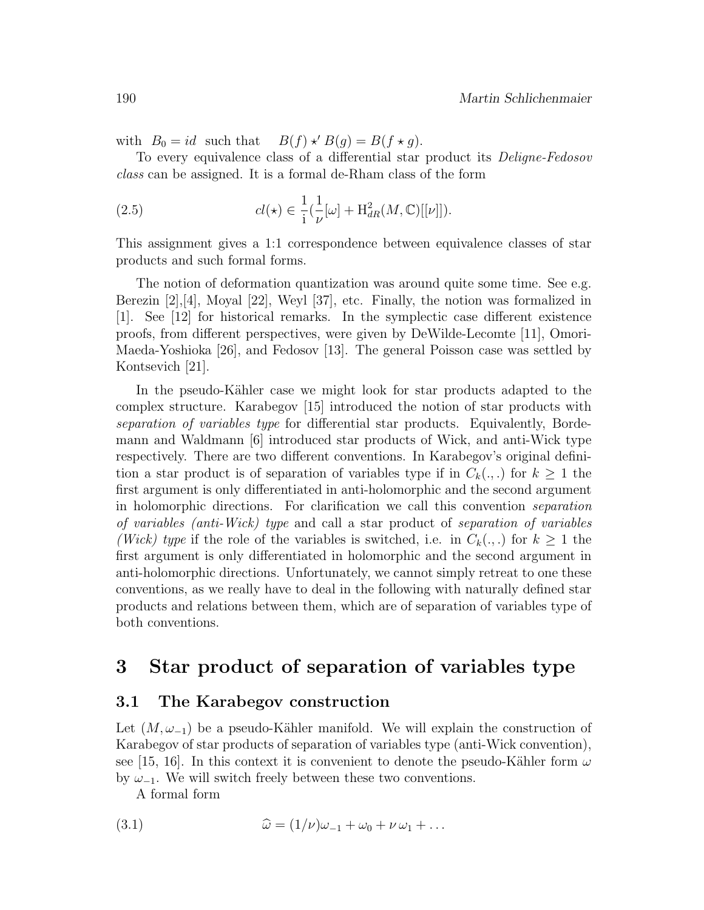with $B_0 = id$ such that $\quad B(f) \star' B(g) = B(f \star g)$.

To every equivalence class of a differential star product its *Deligne-Fedosov class* can be assigned. It is a formal de-Rham class of the form

$$cl(\star) \in \frac{1}{\mathrm{i}}(\frac{1}{\nu}[\omega] + \mathrm{H}^2_{dR}(M, \mathbb{C})[[\nu]]). \tag{2.5}$$

This assignment gives a 1:1 correspondence between equivalence classes of star products and such formal forms.

The notion of deformation quantization was around quite some time. See e.g. Berezin [2],[4], Moyal [22], Weyl [37], etc. Finally, the notion was formalized in [1]. See [12] for historical remarks. In the symplectic case different existence proofs, from different perspectives, were given by DeWilde-Lecomte [11], Omori-Maeda-Yoshioka [26], and Fedosov [13]. The general Poisson case was settled by Kontsevich [21].

In the pseudo-Kähler case we might look for star products adapted to the complex structure. Karabegov [15] introduced the notion of star products with *separation of variables type* for differential star products. Equivalently, Bordemann and Waldmann [6] introduced star products of Wick, and anti-Wick type respectively. There are two different conventions. In Karabegov's original definition a star product is of separation of variables type if in $C_k(.,.)$ for $k \geq 1$ the first argument is only differentiated in anti-holomorphic and the second argument in holomorphic directions. For clarification we call this convention *separation of variables (anti-Wick) type* and call a star product of *separation of variables (Wick) type* if the role of the variables is switched, i.e. in $C_k(.,.)$ for $k \geq 1$ the first argument is only differentiated in holomorphic and the second argument in anti-holomorphic directions. Unfortunately, we cannot simply retreat to one these conventions, as we really have to deal in the following with naturally defined star products and relations between them, which are of separation of variables type of both conventions.

# 3 Star product of separation of variables type

## 3.1 The Karabegov construction

Let $(M, \omega_{-1})$ be a pseudo-Kähler manifold. We will explain the construction of Karabegov of star products of separation of variables type (anti-Wick convention), see [15, 16]. In this context it is convenient to denote the pseudo-Kähler form $\omega$ by $\omega_{-1}$. We will switch freely between these two conventions.

A formal form

$$\widehat{\omega} = (1/\nu)\omega_{-1} + \omega_0 + \nu\, \omega_1 + \ldots \tag{3.1}$$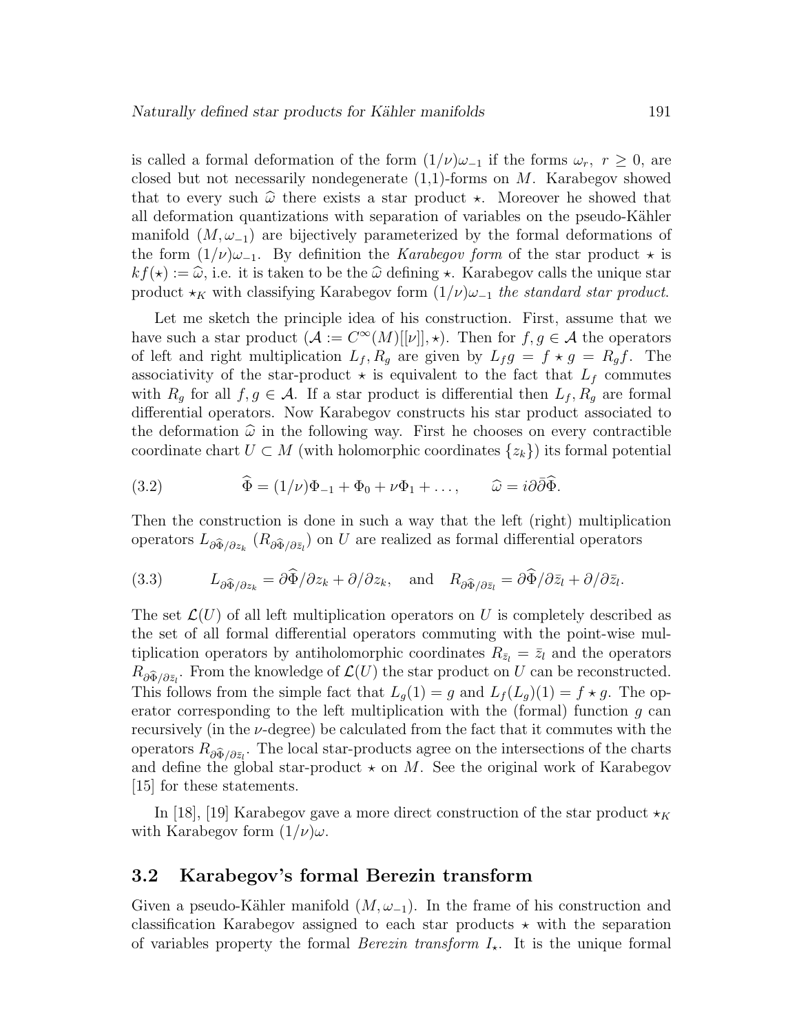is called a formal deformation of the form $(1/\nu)\omega_{-1}$ if the forms $\omega_r,\ r \geq 0$, are closed but not necessarily nondegenerate (1,1)-forms on $M$. Karabegov showed that to every such $\widehat{\omega}$ there exists a star product $\star$. Moreover he showed that all deformation quantizations with separation of variables on the pseudo-Kähler manifold $(M, \omega_{-1})$ are bijectively parameterized by the formal deformations of the form $(1/\nu)\omega_{-1}$. By definition the *Karabegov form* of the star product $\star$ is $kf(\star) := \widehat{\omega}$, i.e. it is taken to be the $\widehat{\omega}$ defining $\star$. Karabegov calls the unique star product $\star_K$ with classifying Karabegov form $(1/\nu)\omega_{-1}$ *the standard star product*.

Let me sketch the principle idea of his construction. First, assume that we have such a star product $(\mathcal{A} := C^\infty(M)[[\nu]], \star)$. Then for $f, g \in \mathcal{A}$ the operators of left and right multiplication $L_f, R_g$ are given by $L_f g = f \star g = R_g f$. The associativity of the star-product $\star$ is equivalent to the fact that $L_f$ commutes with $R_g$ for all $f, g \in \mathcal{A}$. If a star product is differential then $L_f, R_g$ are formal differential operators. Now Karabegov constructs his star product associated to the deformation $\widehat{\omega}$ in the following way. First he chooses on every contractible coordinate chart $U \subset M$ (with holomorphic coordinates $\{z_k\}$) its formal potential

$$\widehat{\Phi} = (1/\nu)\Phi_{-1} + \Phi_0 + \nu\Phi_1 + \ldots, \qquad \widehat{\omega} = i\partial\bar{\partial}\widehat{\Phi}. \tag{3.2}$$

Then the construction is done in such a way that the left (right) multiplication operators $L_{\partial\widehat{\Phi}/\partial z_k}$ ($R_{\partial\widehat{\Phi}/\partial \bar{z}_l}$) on $U$ are realized as formal differential operators

$$L_{\partial\widehat{\Phi}/\partial z_k} = \partial\widehat{\Phi}/\partial z_k + \partial/\partial z_k, \quad \text{and} \quad R_{\partial\widehat{\Phi}/\partial \bar{z}_l} = \partial\widehat{\Phi}/\partial \bar{z}_l + \partial/\partial \bar{z}_l. \tag{3.3}$$

The set $\mathcal{L}(U)$ of all left multiplication operators on $U$ is completely described as the set of all formal differential operators commuting with the point-wise multiplication operators by antiholomorphic coordinates $R_{\bar{z}_l} = \bar{z}_l$ and the operators $R_{\partial\widehat{\Phi}/\partial \bar{z}_l}$. From the knowledge of $\mathcal{L}(U)$ the star product on $U$ can be reconstructed. This follows from the simple fact that $L_g(1) = g$ and $L_f(L_g)(1) = f \star g$. The operator corresponding to the left multiplication with the (formal) function $g$ can recursively (in the $\nu$-degree) be calculated from the fact that it commutes with the operators $R_{\partial\widehat{\Phi}/\partial \bar{z}_l}$. The local star-products agree on the intersections of the charts and define the global star-product $\star$ on $M$. See the original work of Karabegov [15] for these statements.

In [18], [19] Karabegov gave a more direct construction of the star product $\star_K$ with Karabegov form $(1/\nu)\omega$.

## 3.2 Karabegov's formal Berezin transform

Given a pseudo-Kähler manifold $(M, \omega_{-1})$. In the frame of his construction and classification Karabegov assigned to each star products $\star$ with the separation of variables property the formal *Berezin transform* $I_\star$. It is the unique formal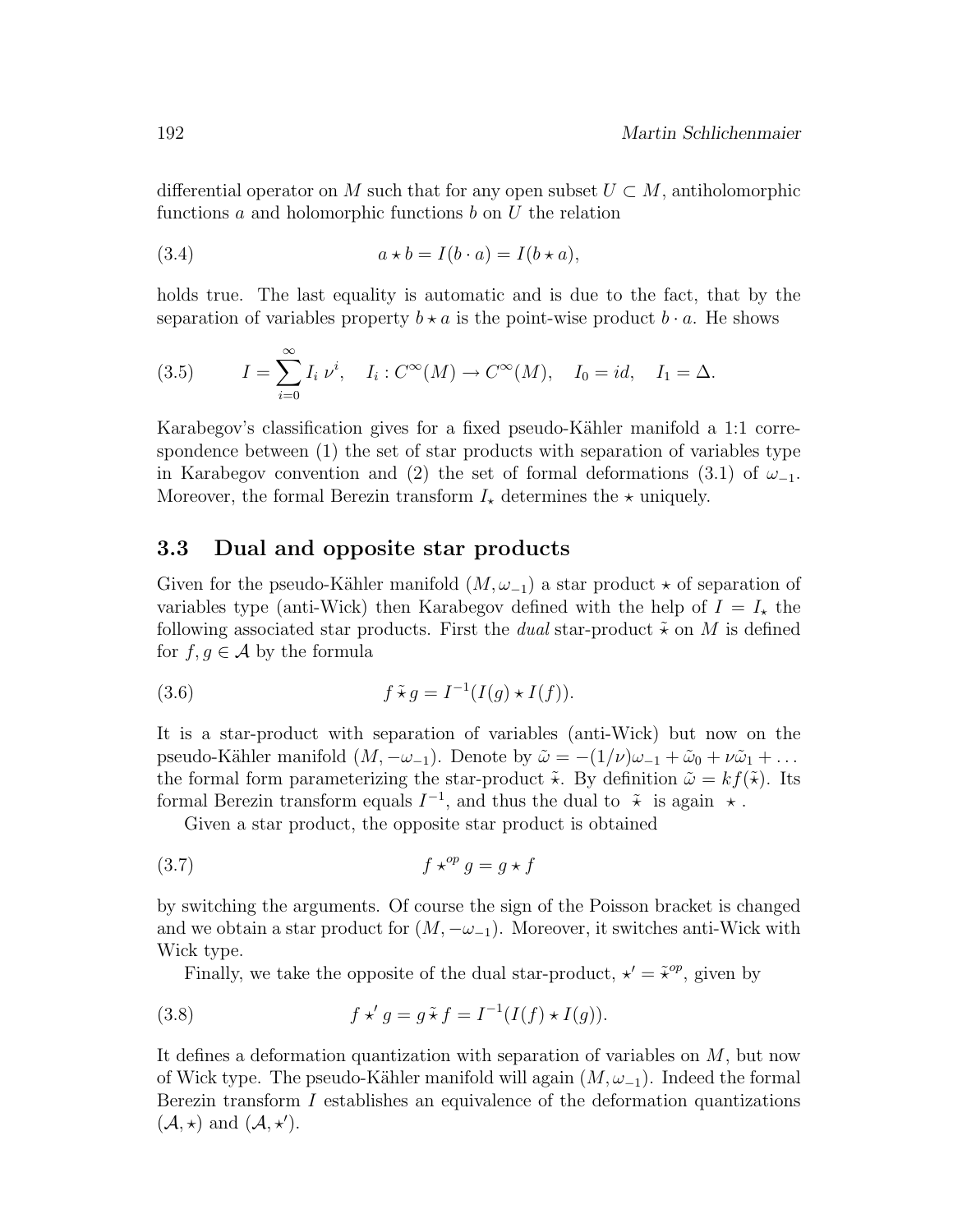differential operator on $M$ such that for any open subset $U \subset M$, antiholomorphic functions $a$ and holomorphic functions $b$ on $U$ the relation

$$a \star b = I(b \cdot a) = I(b \star a), \tag{3.4}$$

holds true. The last equality is automatic and is due to the fact, that by the separation of variables property $b \star a$ is the point-wise product $b \cdot a$. He shows

$$I = \sum_{i=0}^{\infty} I_i \, \nu^i, \quad I_i : C^\infty(M) \to C^\infty(M), \quad I_0 = id, \quad I_1 = \Delta. \tag{3.5}$$

Karabegov's classification gives for a fixed pseudo-Kähler manifold a 1:1 correspondence between (1) the set of star products with separation of variables type in Karabegov convention and (2) the set of formal deformations (3.1) of $\omega_{-1}$. Moreover, the formal Berezin transform $I_\star$ determines the $\star$ uniquely.

### 3.3 Dual and opposite star products

Given for the pseudo-Kähler manifold $(M, \omega_{-1})$ a star product $\star$ of separation of variables type (anti-Wick) then Karabegov defined with the help of $I = I_\star$ the following associated star products. First the *dual* star-product $\tilde{\star}$ on $M$ is defined for $f, g \in \mathcal{A}$ by the formula

$$f \,\tilde{\star}\, g = I^{-1}(I(g) \star I(f)). \tag{3.6}$$

It is a star-product with separation of variables (anti-Wick) but now on the pseudo-Kähler manifold $(M, -\omega_{-1})$. Denote by $\tilde{\omega} = -(1/\nu)\omega_{-1} + \tilde{\omega}_0 + \nu\tilde{\omega}_1 + \ldots$ the formal form parameterizing the star-product $\tilde{\star}$. By definition $\tilde{\omega} = kf(\tilde{\star})$. Its formal Berezin transform equals $I^{-1}$, and thus the dual to $\tilde{\star}$ is again $\star$.

Given a star product, the opposite star product is obtained

$$f \star^{op} g = g \star f \tag{3.7}$$

by switching the arguments. Of course the sign of the Poisson bracket is changed and we obtain a star product for $(M, -\omega_{-1})$. Moreover, it switches anti-Wick with Wick type.

Finally, we take the opposite of the dual star-product, $\star' = \tilde{\star}^{op}$, given by

$$f \star' g = g \,\tilde{\star}\, f = I^{-1}(I(f) \star I(g)). \tag{3.8}$$

It defines a deformation quantization with separation of variables on $M$, but now of Wick type. The pseudo-Kähler manifold will again $(M, \omega_{-1})$. Indeed the formal Berezin transform $I$ establishes an equivalence of the deformation quantizations $(\mathcal{A}, \star)$ and $(\mathcal{A}, \star')$.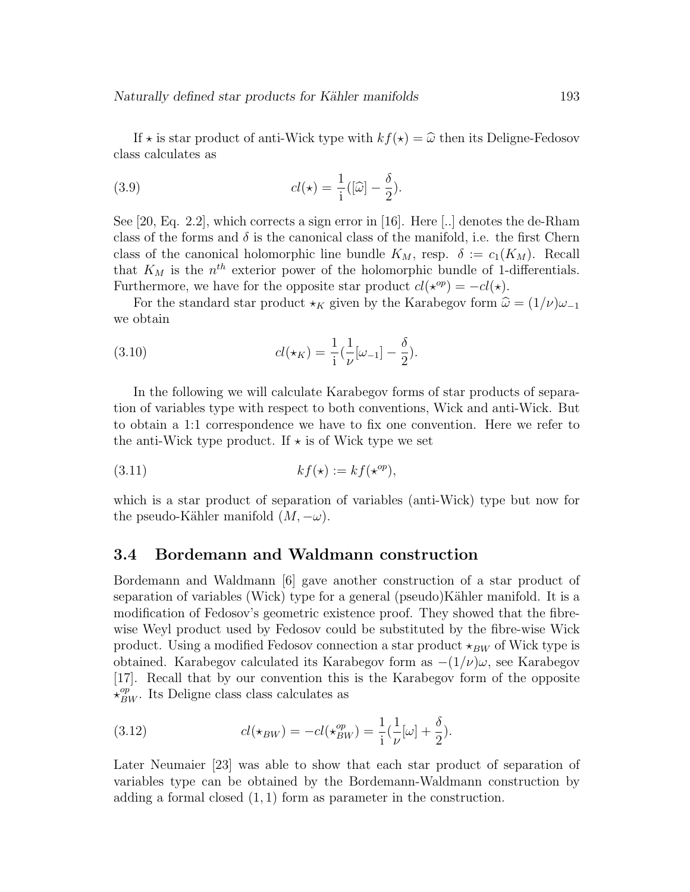If $\star$ is star product of anti-Wick type with $kf(\star) = \widehat{\omega}$ then its Deligne-Fedosov class calculates as

$$cl(\star) = \frac{1}{\mathrm{i}}([\widehat{\omega}] - \frac{\delta}{2}). \tag{3.9}$$

See [20, Eq. 2.2], which corrects a sign error in [16]. Here [..] denotes the de-Rham class of the forms and $\delta$ is the canonical class of the manifold, i.e. the first Chern class of the canonical holomorphic line bundle $K_M$, resp. $\delta := c_1(K_M)$. Recall that $K_M$ is the $n^{th}$ exterior power of the holomorphic bundle of 1-differentials. Furthermore, we have for the opposite star product $cl(\star^{op}) = -cl(\star)$.

For the standard star product $\star_K$ given by the Karabegov form $\widehat{\omega} = (1/\nu)\omega_{-1}$ we obtain

$$cl(\star_K) = \frac{1}{\mathrm{i}}(\frac{1}{\nu}[\omega_{-1}] - \frac{\delta}{2}). \tag{3.10}$$

In the following we will calculate Karabegov forms of star products of separation of variables type with respect to both conventions, Wick and anti-Wick. But to obtain a 1:1 correspondence we have to fix one convention. Here we refer to the anti-Wick type product. If $\star$ is of Wick type we set

$$kf(\star) := kf(\star^{op}), \tag{3.11}$$

which is a star product of separation of variables (anti-Wick) type but now for the pseudo-Kähler manifold $(M, -\omega)$.

### 3.4 Bordemann and Waldmann construction

Bordemann and Waldmann [6] gave another construction of a star product of separation of variables (Wick) type for a general (pseudo)Kähler manifold. It is a modification of Fedosov's geometric existence proof. They showed that the fibre-wise Weyl product used by Fedosov could be substituted by the fibre-wise Wick product. Using a modified Fedosov connection a star product $\star_{BW}$ of Wick type is obtained. Karabegov calculated its Karabegov form as $-(1/\nu)\omega$, see Karabegov [17]. Recall that by our convention this is the Karabegov form of the opposite $\star_{BW}^{op}$. Its Deligne class class calculates as

$$cl(\star_{BW}) = -cl(\star_{BW}^{op}) = \frac{1}{\mathrm{i}}(\frac{1}{\nu}[\omega] + \frac{\delta}{2}). \tag{3.12}$$

Later Neumaier [23] was able to show that each star product of separation of variables type can be obtained by the Bordemann-Waldmann construction by adding a formal closed $(1,1)$ form as parameter in the construction.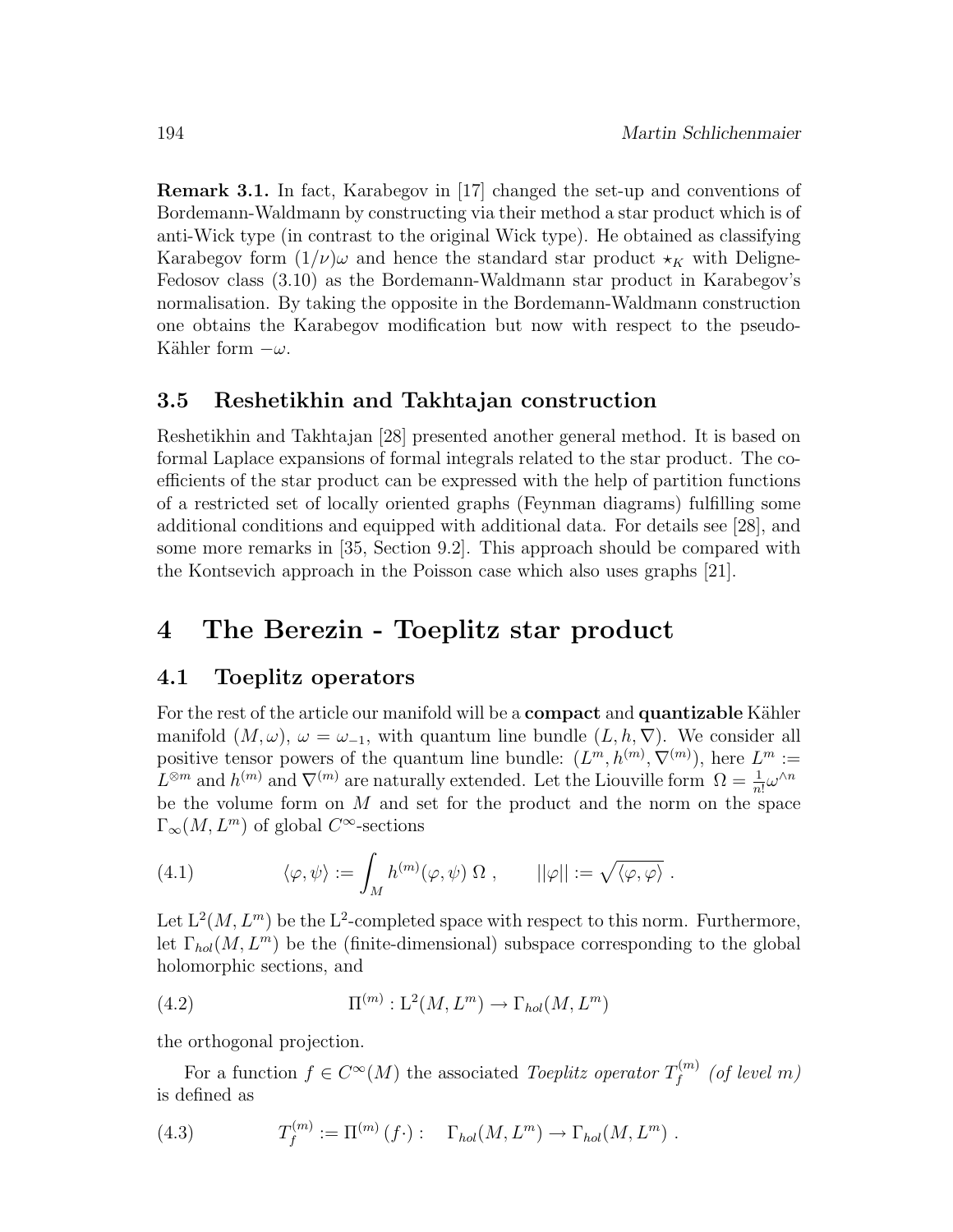**Remark 3.1.** In fact, Karabegov in [17] changed the set-up and conventions of Bordemann-Waldmann by constructing via their method a star product which is of anti-Wick type (in contrast to the original Wick type). He obtained as classifying Karabegov form $(1/\nu)\omega$ and hence the standard star product $\star_K$ with Deligne-Fedosov class (3.10) as the Bordemann-Waldmann star product in Karabegov's normalisation. By taking the opposite in the Bordemann-Waldmann construction one obtains the Karabegov modification but now with respect to the pseudo-Kähler form $-\omega$.

### 3.5 Reshetikhin and Takhtajan construction

Reshetikhin and Takhtajan [28] presented another general method. It is based on formal Laplace expansions of formal integrals related to the star product. The coefficients of the star product can be expressed with the help of partition functions of a restricted set of locally oriented graphs (Feynman diagrams) fulfilling some additional conditions and equipped with additional data. For details see [28], and some more remarks in [35, Section 9.2]. This approach should be compared with the Kontsevich approach in the Poisson case which also uses graphs [21].

## 4 The Berezin - Toeplitz star product

### 4.1 Toeplitz operators

For the rest of the article our manifold will be a **compact** and **quantizable** Kähler manifold $(M, \omega)$, $\omega = \omega_{-1}$, with quantum line bundle $(L, h, \nabla)$. We consider all positive tensor powers of the quantum line bundle: $(L^m, h^{(m)}, \nabla^{(m)})$, here $L^m := L^{\otimes m}$ and $h^{(m)}$ and $\nabla^{(m)}$ are naturally extended. Let the Liouville form $\Omega = \frac{1}{n!}\omega^{\wedge n}$ be the volume form on $M$ and set for the product and the norm on the space $\Gamma_\infty(M, L^m)$ of global $C^\infty$-sections

$$\langle \varphi, \psi \rangle := \int_M h^{(m)}(\varphi, \psi)\, \Omega\ , \qquad ||\varphi|| := \sqrt{\langle \varphi, \varphi \rangle}\ . \tag{4.1}$$

Let $\mathrm{L}^2(M, L^m)$ be the $\mathrm{L}^2$-completed space with respect to this norm. Furthermore, let $\Gamma_{hol}(M, L^m)$ be the (finite-dimensional) subspace corresponding to the global holomorphic sections, and

$$\Pi^{(m)} : \mathrm{L}^2(M, L^m) \to \Gamma_{hol}(M, L^m) \tag{4.2}$$

the orthogonal projection.

For a function $f \in C^\infty(M)$ the associated *Toeplitz operator* $T_f^{(m)}$ *(of level m)* is defined as

$$T_f^{(m)} := \Pi^{(m)}\,(f\cdot) : \quad \Gamma_{hol}(M, L^m) \to \Gamma_{hol}(M, L^m)\ . \tag{4.3}$$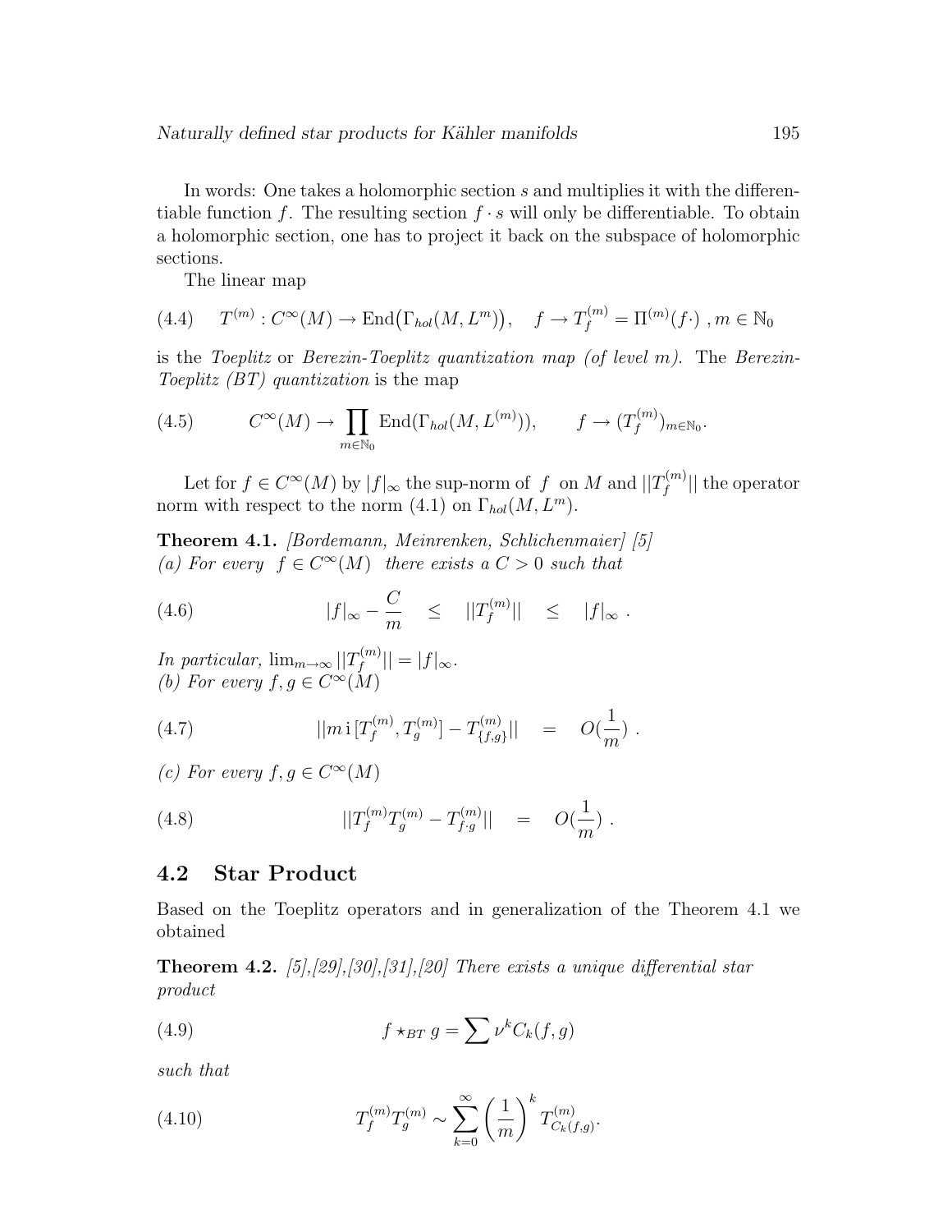In words: One takes a holomorphic section $s$ and multiplies it with the differentiable function $f$. The resulting section $f \cdot s$ will only be differentiable. To obtain a holomorphic section, one has to project it back on the subspace of holomorphic sections.

The linear map

$$T^{(m)} : C^\infty(M) \to \mathrm{End}\big(\Gamma_{hol}(M, L^m)\big), \quad f \to T_f^{(m)} = \Pi^{(m)}(f\cdot)\ , m \in \mathbb{N}_0 \tag{4.4}$$

is the *Toeplitz* or *Berezin-Toeplitz quantization map (of level m)*. The *Berezin-Toeplitz (BT) quantization* is the map

$$C^\infty(M) \to \prod_{m\in\mathbb{N}_0} \mathrm{End}(\Gamma_{hol}(M, L^{(m)})), \qquad f \to (T_f^{(m)})_{m\in\mathbb{N}_0}. \tag{4.5}$$

Let for $f \in C^\infty(M)$ by $|f|_\infty$ the sup-norm of $f$ on $M$ and $||T_f^{(m)}||$ the operator norm with respect to the norm (4.1) on $\Gamma_{hol}(M, L^m)$.

**Theorem 4.1.** *[Bordemann, Meinrenken, Schlichenmaier] [5]*
*(a) For every $f \in C^\infty(M)$ there exists a $C > 0$ such that*

$$|f|_\infty - \frac{C}{m} \quad \le \quad ||T_f^{(m)}|| \quad \le \quad |f|_\infty\ . \tag{4.6}$$

*In particular, $\lim_{m\to\infty} ||T_f^{(m)}|| = |f|_\infty$.*
*(b) For every $f, g \in C^\infty(M)$*

$$||m\,\mathrm{i}\,[T_f^{(m)}, T_g^{(m)}] - T_{\{f,g\}}^{(m)}|| \quad = \quad O(\frac{1}{m})\ . \tag{4.7}$$

*(c) For every $f, g \in C^\infty(M)$*

$$||T_f^{(m)} T_g^{(m)} - T_{f\cdot g}^{(m)}|| \quad = \quad O(\frac{1}{m})\ . \tag{4.8}$$

## 4.2 Star Product

Based on the Toeplitz operators and in generalization of the Theorem 4.1 we obtained

**Theorem 4.2.** *[5],[29],[30],[31],[20] There exists a unique differential star product*

$$f \star_{BT} g = \sum \nu^k C_k(f, g) \tag{4.9}$$

*such that*

$$T_f^{(m)} T_g^{(m)} \sim \sum_{k=0}^{\infty} \left(\frac{1}{m}\right)^k T_{C_k(f,g)}^{(m)}. \tag{4.10}$$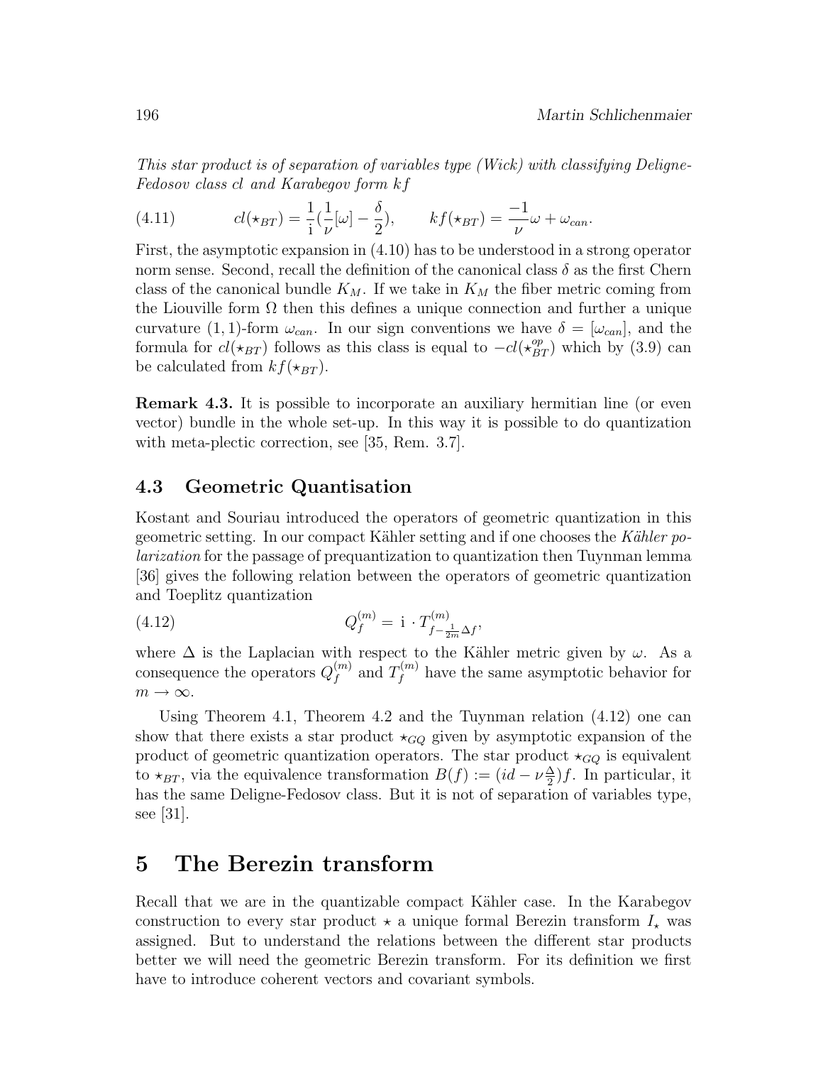*This star product is of separation of variables type (Wick) with classifying Deligne-Fedosov class cl and Karabegov form kf*

$$
cl(\star_{BT}) = \frac{1}{\mathrm{i}}(\frac{1}{\nu}[\omega] - \frac{\delta}{2}), \qquad kf(\star_{BT}) = \frac{-1}{\nu}\omega + \omega_{can}. \tag{4.11}
$$

First, the asymptotic expansion in (4.10) has to be understood in a strong operator norm sense. Second, recall the definition of the canonical class $\delta$ as the first Chern class of the canonical bundle $K_M$. If we take in $K_M$ the fiber metric coming from the Liouville form $\Omega$ then this defines a unique connection and further a unique curvature $(1,1)$-form $\omega_{can}$. In our sign conventions we have $\delta = [\omega_{can}]$, and the formula for $cl(\star_{BT})$ follows as this class is equal to $-cl(\star_{BT}^{op})$ which by (3.9) can be calculated from $kf(\star_{BT})$.

**Remark 4.3.** It is possible to incorporate an auxiliary hermitian line (or even vector) bundle in the whole set-up. In this way it is possible to do quantization with meta-plectic correction, see [35, Rem. 3.7].

## 4.3 Geometric Quantisation

Kostant and Souriau introduced the operators of geometric quantization in this geometric setting. In our compact Kähler setting and if one chooses the *Kähler polarization* for the passage of prequantization to quantization then Tuynman lemma [36] gives the following relation between the operators of geometric quantization and Toeplitz quantization

$$
Q_f^{(m)} = \mathrm{i} \cdot T^{(m)}_{f - \frac{1}{2m}\Delta f}, \tag{4.12}
$$

where $\Delta$ is the Laplacian with respect to the Kähler metric given by $\omega$. As a consequence the operators $Q_f^{(m)}$ and $T_f^{(m)}$ have the same asymptotic behavior for $m \to \infty$.

Using Theorem 4.1, Theorem 4.2 and the Tuynman relation (4.12) one can show that there exists a star product $\star_{GQ}$ given by asymptotic expansion of the product of geometric quantization operators. The star product $\star_{GQ}$ is equivalent to $\star_{BT}$, via the equivalence transformation $B(f) := (id - \nu\frac{\Delta}{2})f$. In particular, it has the same Deligne-Fedosov class. But it is not of separation of variables type, see [31].

# 5 The Berezin transform

Recall that we are in the quantizable compact Kähler case. In the Karabegov construction to every star product $\star$ a unique formal Berezin transform $I_\star$ was assigned. But to understand the relations between the different star products better we will need the geometric Berezin transform. For its definition we first have to introduce coherent vectors and covariant symbols.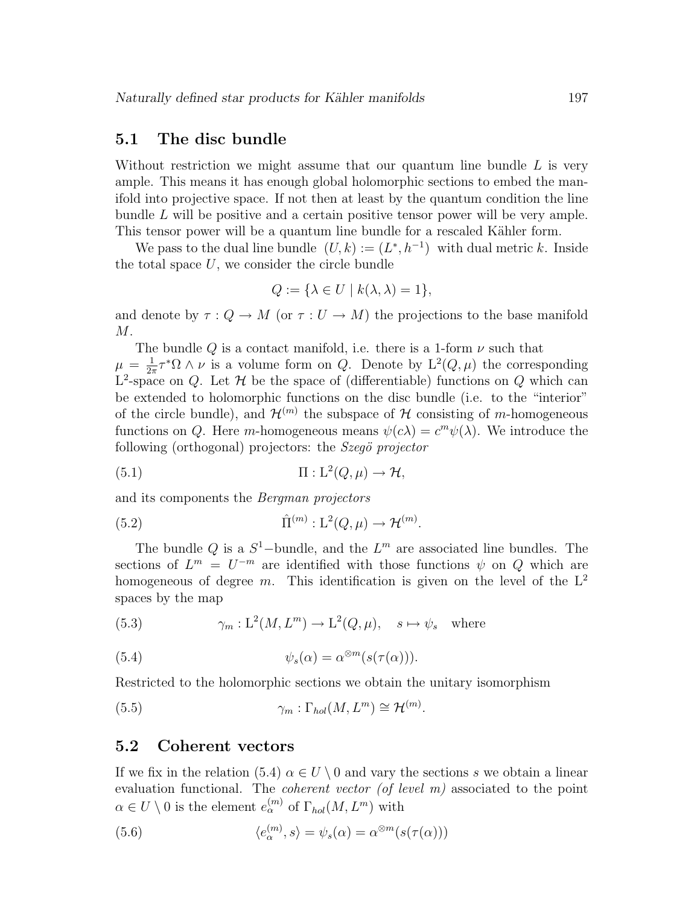## 5.1 The disc bundle

Without restriction we might assume that our quantum line bundle $L$ is very ample. This means it has enough global holomorphic sections to embed the manifold into projective space. If not then at least by the quantum condition the line bundle $L$ will be positive and a certain positive tensor power will be very ample. This tensor power will be a quantum line bundle for a rescaled Kähler form.

We pass to the dual line bundle $(U, k) := (L^*, h^{-1})$ with dual metric $k$. Inside the total space $U$, we consider the circle bundle

$$Q := \{\lambda \in U \mid k(\lambda, \lambda) = 1\},$$

and denote by $\tau : Q \to M$ (or $\tau : U \to M$) the projections to the base manifold $M$.

The bundle $Q$ is a contact manifold, i.e. there is a 1-form $\nu$ such that $\mu = \frac{1}{2\pi}\tau^*\Omega \wedge \nu$ is a volume form on $Q$. Denote by $\mathrm{L}^2(Q, \mu)$ the corresponding $\mathrm{L}^2$-space on $Q$. Let $\mathcal{H}$ be the space of (differentiable) functions on $Q$ which can be extended to holomorphic functions on the disc bundle (i.e. to the "interior" of the circle bundle), and $\mathcal{H}^{(m)}$ the subspace of $\mathcal{H}$ consisting of $m$-homogeneous functions on $Q$. Here $m$-homogeneous means $\psi(c\lambda) = c^m\psi(\lambda)$. We introduce the following (orthogonal) projectors: the *Szegö projector*

$$\Pi : \mathrm{L}^2(Q, \mu) \to \mathcal{H}, \tag{5.1}$$

and its components the *Bergman projectors*

$$\hat{\Pi}^{(m)} : \mathrm{L}^2(Q, \mu) \to \mathcal{H}^{(m)}. \tag{5.2}$$

The bundle $Q$ is a $S^1$−bundle, and the $L^m$ are associated line bundles. The sections of $L^m = U^{-m}$ are identified with those functions $\psi$ on $Q$ which are homogeneous of degree $m$. This identification is given on the level of the $\mathrm{L}^2$ spaces by the map

$$\gamma_m : \mathrm{L}^2(M, L^m) \to \mathrm{L}^2(Q, \mu), \quad s \mapsto \psi_s \quad \text{where} \tag{5.3}$$

$$\psi_s(\alpha) = \alpha^{\otimes m}(s(\tau(\alpha))). \tag{5.4}$$

Restricted to the holomorphic sections we obtain the unitary isomorphism

$$\gamma_m : \Gamma_{hol}(M, L^m) \cong \mathcal{H}^{(m)}. \tag{5.5}$$

## 5.2 Coherent vectors

If we fix in the relation (5.4) $\alpha \in U \setminus 0$ and vary the sections $s$ we obtain a linear evaluation functional. The *coherent vector (of level m)* associated to the point $\alpha \in U \setminus 0$ is the element $e_\alpha^{(m)}$ of $\Gamma_{hol}(M, L^m)$ with

$$\langle e_\alpha^{(m)}, s\rangle = \psi_s(\alpha) = \alpha^{\otimes m}(s(\tau(\alpha))) \tag{5.6}$$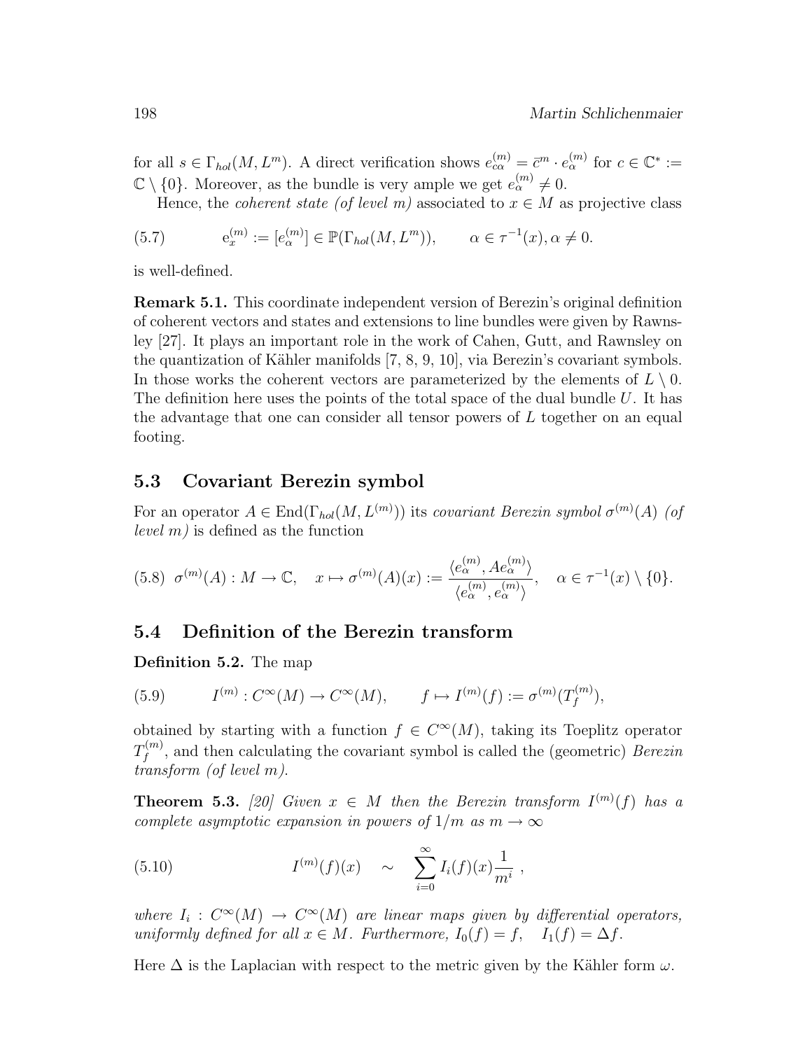for all $s \in \Gamma_{hol}(M, L^m)$. A direct verification shows $e_{c\alpha}^{(m)} = \bar{c}^m \cdot e_\alpha^{(m)}$ for $c \in \mathbb{C}^* := \mathbb{C} \setminus \{0\}$. Moreover, as the bundle is very ample we get $e_\alpha^{(m)} \neq 0$.

Hence, the *coherent state (of level m)* associated to $x \in M$ as projective class

$$
\mathrm{e}_x^{(m)} := [e_\alpha^{(m)}] \in \mathbb{P}(\Gamma_{hol}(M, L^m)), \qquad \alpha \in \tau^{-1}(x), \alpha \neq 0. \tag{5.7}
$$

is well-defined.

**Remark 5.1.** This coordinate independent version of Berezin's original definition of coherent vectors and states and extensions to line bundles were given by Rawnsley [27]. It plays an important role in the work of Cahen, Gutt, and Rawnsley on the quantization of Kähler manifolds [7, 8, 9, 10], via Berezin's covariant symbols. In those works the coherent vectors are parameterized by the elements of $L \setminus 0$. The definition here uses the points of the total space of the dual bundle $U$. It has the advantage that one can consider all tensor powers of $L$ together on an equal footing.

### 5.3 Covariant Berezin symbol

For an operator $A \in \mathrm{End}(\Gamma_{hol}(M, L^{(m)}))$ its *covariant Berezin symbol* $\sigma^{(m)}(A)$ *(of level m)* is defined as the function

$$
\sigma^{(m)}(A) : M \to \mathbb{C}, \quad x \mapsto \sigma^{(m)}(A)(x) := \frac{\langle e_\alpha^{(m)}, A e_\alpha^{(m)} \rangle}{\langle e_\alpha^{(m)}, e_\alpha^{(m)} \rangle}, \quad \alpha \in \tau^{-1}(x) \setminus \{0\}. \tag{5.8}
$$

### 5.4 Definition of the Berezin transform

**Definition 5.2.** The map

$$
I^{(m)} : C^\infty(M) \to C^\infty(M), \qquad f \mapsto I^{(m)}(f) := \sigma^{(m)}(T_f^{(m)}), \tag{5.9}
$$

obtained by starting with a function $f \in C^\infty(M)$, taking its Toeplitz operator $T_f^{(m)}$, and then calculating the covariant symbol is called the (geometric) *Berezin transform (of level m)*.

**Theorem 5.3.** *[20] Given $x \in M$ then the Berezin transform $I^{(m)}(f)$ has a complete asymptotic expansion in powers of $1/m$ as $m \to \infty$*

$$
I^{(m)}(f)(x) \quad \sim \quad \sum_{i=0}^{\infty} I_i(f)(x) \frac{1}{m^i} \ , \tag{5.10}
$$

*where $I_i : C^\infty(M) \to C^\infty(M)$ are linear maps given by differential operators, uniformly defined for all $x \in M$. Furthermore, $I_0(f) = f, \quad I_1(f) = \Delta f$.*

Here $\Delta$ is the Laplacian with respect to the metric given by the Kähler form $\omega$.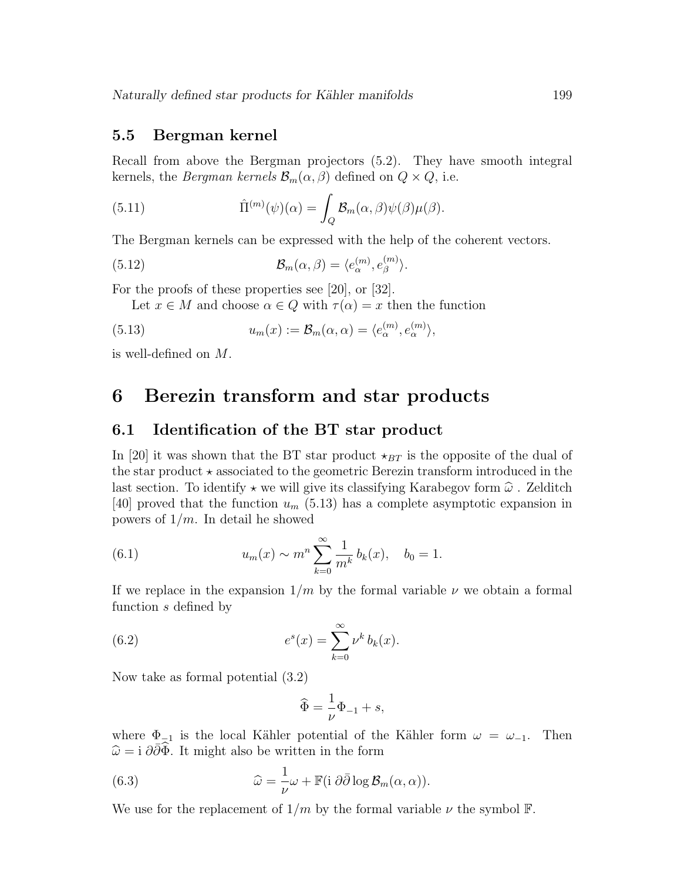### 5.5 Bergman kernel

Recall from above the Bergman projectors (5.2). They have smooth integral kernels, the *Bergman kernels* $\mathcal{B}_m(\alpha,\beta)$ defined on $Q \times Q$, i.e.

$$\hat{\Pi}^{(m)}(\psi)(\alpha) = \int_Q \mathcal{B}_m(\alpha,\beta)\psi(\beta)\mu(\beta). \tag{5.11}$$

The Bergman kernels can be expressed with the help of the coherent vectors.

$$\mathcal{B}_m(\alpha,\beta) = \langle e_\alpha^{(m)}, e_\beta^{(m)}\rangle. \tag{5.12}$$

For the proofs of these properties see [20], or [32].

Let $x \in M$ and choose $\alpha \in Q$ with $\tau(\alpha) = x$ then the function

$$u_m(x) := \mathcal{B}_m(\alpha,\alpha) = \langle e_\alpha^{(m)}, e_\alpha^{(m)}\rangle, \tag{5.13}$$

is well-defined on $M$.

# 6 Berezin transform and star products

## 6.1 Identification of the BT star product

In [20] it was shown that the BT star product $\star_{BT}$ is the opposite of the dual of the star product $\star$ associated to the geometric Berezin transform introduced in the last section. To identify $\star$ we will give its classifying Karabegov form $\widehat{\omega}$ . Zelditch [40] proved that the function $u_m$ (5.13) has a complete asymptotic expansion in powers of $1/m$. In detail he showed

$$u_m(x) \sim m^n \sum_{k=0}^{\infty} \frac{1}{m^k}\, b_k(x), \quad b_0 = 1. \tag{6.1}$$

If we replace in the expansion $1/m$ by the formal variable $\nu$ we obtain a formal function $s$ defined by

$$e^s(x) = \sum_{k=0}^{\infty} \nu^k\, b_k(x). \tag{6.2}$$

Now take as formal potential (3.2)

$$\widehat{\Phi} = \frac{1}{\nu}\Phi_{-1} + s,$$

where $\Phi_{-1}$ is the local Kähler potential of the Kähler form $\omega = \omega_{-1}$. Then $\widehat{\omega} = \mathrm{i}\,\partial\bar{\partial}\widehat{\Phi}$. It might also be written in the form

$$\widehat{\omega} = \frac{1}{\nu}\omega + \mathbb{F}(\mathrm{i}\,\partial\bar{\partial}\log \mathcal{B}_m(\alpha,\alpha)). \tag{6.3}$$

We use for the replacement of $1/m$ by the formal variable $\nu$ the symbol $\mathbb{F}$.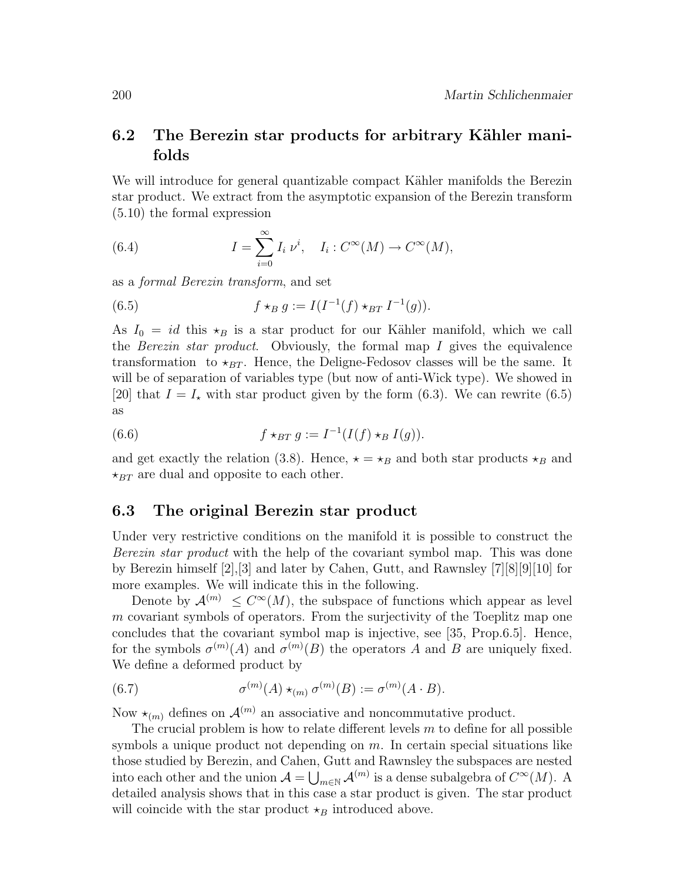## 6.2 The Berezin star products for arbitrary Kähler manifolds

We will introduce for general quantizable compact Kähler manifolds the Berezin star product. We extract from the asymptotic expansion of the Berezin transform (5.10) the formal expression

$$I = \sum_{i=0}^{\infty} I_i \, \nu^i, \quad I_i : C^\infty(M) \to C^\infty(M), \tag{6.4}$$

as a *formal Berezin transform*, and set

$$f \star_B g := I(I^{-1}(f) \star_{BT} I^{-1}(g)). \tag{6.5}$$

As $I_0 = id$ this $\star_B$ is a star product for our Kähler manifold, which we call the *Berezin star product*. Obviously, the formal map $I$ gives the equivalence transformation to $\star_{BT}$. Hence, the Deligne-Fedosov classes will be the same. It will be of separation of variables type (but now of anti-Wick type). We showed in [20] that $I = I_\star$ with star product given by the form (6.3). We can rewrite (6.5) as

$$f \star_{BT} g := I^{-1}(I(f) \star_B I(g)). \tag{6.6}$$

and get exactly the relation (3.8). Hence, $\star = \star_B$ and both star products $\star_B$ and $\star_{BT}$ are dual and opposite to each other.

## 6.3 The original Berezin star product

Under very restrictive conditions on the manifold it is possible to construct the *Berezin star product* with the help of the covariant symbol map. This was done by Berezin himself [2],[3] and later by Cahen, Gutt, and Rawnsley [7][8][9][10] for more examples. We will indicate this in the following.

Denote by $\mathcal{A}^{(m)} \le C^\infty(M)$, the subspace of functions which appear as level $m$ covariant symbols of operators. From the surjectivity of the Toeplitz map one concludes that the covariant symbol map is injective, see [35, Prop.6.5]. Hence, for the symbols $\sigma^{(m)}(A)$ and $\sigma^{(m)}(B)$ the operators $A$ and $B$ are uniquely fixed. We define a deformed product by

$$\sigma^{(m)}(A) \star_{(m)} \sigma^{(m)}(B) := \sigma^{(m)}(A \cdot B). \tag{6.7}$$

Now $\star_{(m)}$ defines on $\mathcal{A}^{(m)}$ an associative and noncommutative product.

The crucial problem is how to relate different levels $m$ to define for all possible symbols a unique product not depending on $m$. In certain special situations like those studied by Berezin, and Cahen, Gutt and Rawnsley the subspaces are nested into each other and the union $\mathcal{A} = \bigcup_{m \in \mathbb{N}} \mathcal{A}^{(m)}$ is a dense subalgebra of $C^\infty(M)$. A detailed analysis shows that in this case a star product is given. The star product will coincide with the star product $\star_B$ introduced above.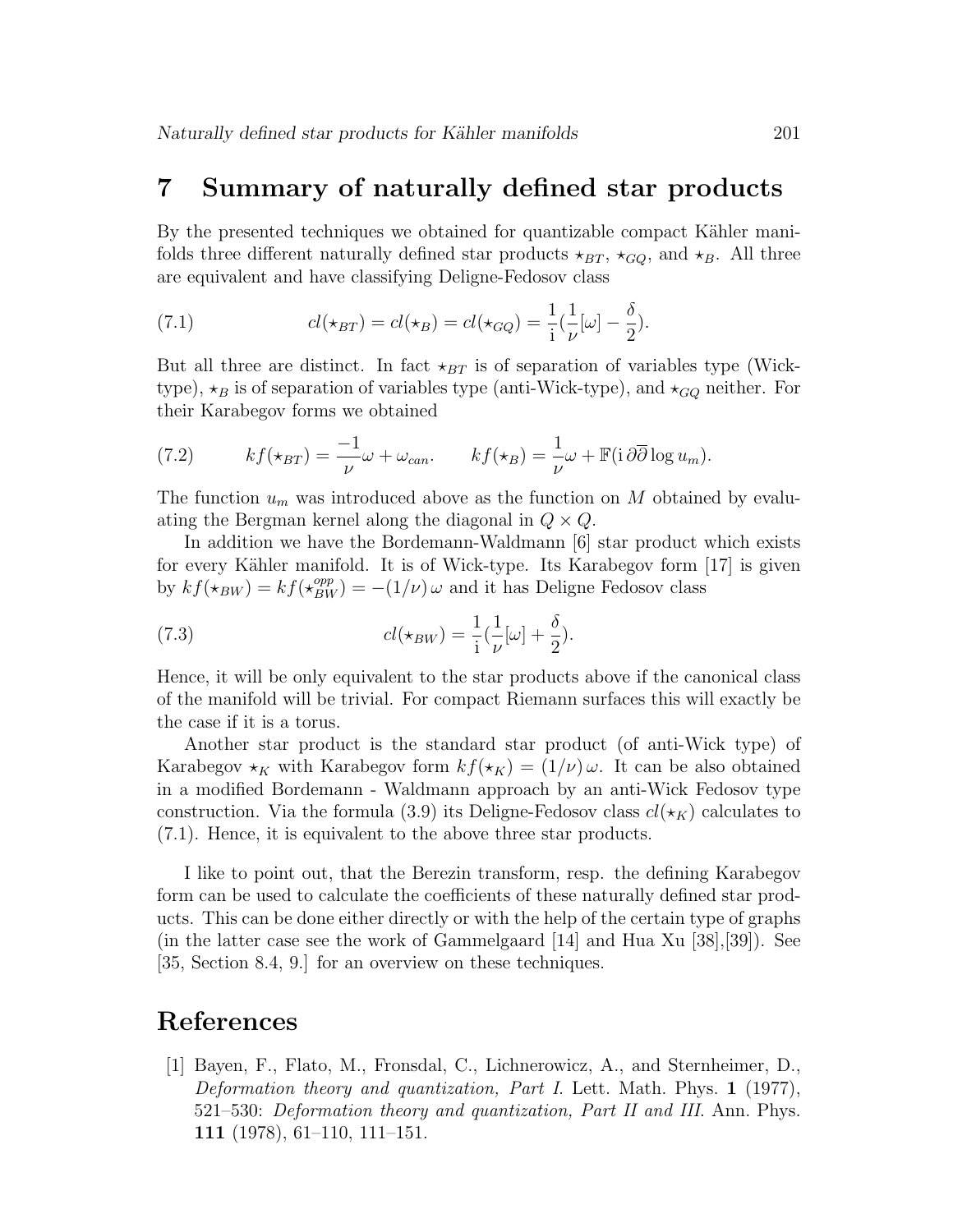## 7 Summary of naturally defined star products

By the presented techniques we obtained for quantizable compact Kähler manifolds three different naturally defined star products $\star_{BT}$, $\star_{GQ}$, and $\star_B$. All three are equivalent and have classifying Deligne-Fedosov class

$$
cl(\star_{BT}) = cl(\star_B) = cl(\star_{GQ}) = \frac{1}{\mathrm{i}}(\frac{1}{\nu}[\omega] - \frac{\delta}{2}). \tag{7.1}
$$

But all three are distinct. In fact $\star_{BT}$ is of separation of variables type (Wick-type), $\star_B$ is of separation of variables type (anti-Wick-type), and $\star_{GQ}$ neither. For their Karabegov forms we obtained

$$
kf(\star_{BT}) = \frac{-1}{\nu}\omega + \omega_{can}. \qquad kf(\star_B) = \frac{1}{\nu}\omega + \mathbb{F}(\mathrm{i}\,\partial\overline{\partial}\log u_m). \tag{7.2}
$$

The function $u_m$ was introduced above as the function on $M$ obtained by evaluating the Bergman kernel along the diagonal in $Q \times Q$.

In addition we have the Bordemann-Waldmann [6] star product which exists for every Kähler manifold. It is of Wick-type. Its Karabegov form [17] is given by $kf(\star_{BW}) = kf(\star_{BW}^{opp}) = -(1/\nu)\,\omega$ and it has Deligne Fedosov class

$$
cl(\star_{BW}) = \frac{1}{\mathrm{i}}(\frac{1}{\nu}[\omega] + \frac{\delta}{2}). \tag{7.3}
$$

Hence, it will be only equivalent to the star products above if the canonical class of the manifold will be trivial. For compact Riemann surfaces this will exactly be the case if it is a torus.

Another star product is the standard star product (of anti-Wick type) of Karabegov $\star_K$ with Karabegov form $kf(\star_K) = (1/\nu)\,\omega$. It can be also obtained in a modified Bordemann - Waldmann approach by an anti-Wick Fedosov type construction. Via the formula (3.9) its Deligne-Fedosov class $cl(\star_K)$ calculates to (7.1). Hence, it is equivalent to the above three star products.

I like to point out, that the Berezin transform, resp. the defining Karabegov form can be used to calculate the coefficients of these naturally defined star products. This can be done either directly or with the help of the certain type of graphs (in the latter case see the work of Gammelgaard [14] and Hua Xu [38],[39]). See [35, Section 8.4, 9.] for an overview on these techniques.

## References

[1] Bayen, F., Flato, M., Fronsdal, C., Lichnerowicz, A., and Sternheimer, D., *Deformation theory and quantization, Part I.* Lett. Math. Phys. **1** (1977), 521–530: *Deformation theory and quantization, Part II and III.* Ann. Phys. **111** (1978), 61–110, 111–151.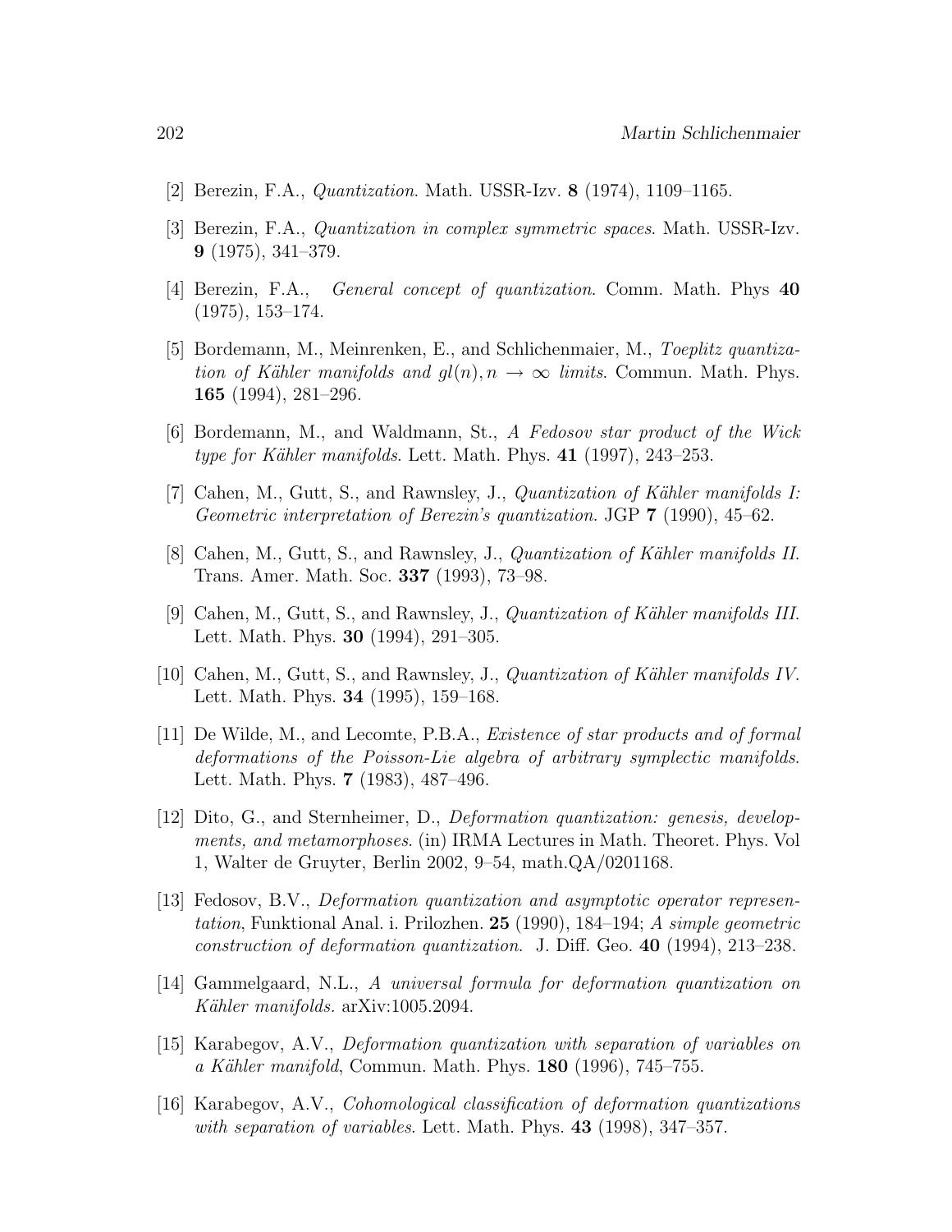[2] Berezin, F.A., *Quantization*. Math. USSR-Izv. **8** (1974), 1109–1165.

[3] Berezin, F.A., *Quantization in complex symmetric spaces*. Math. USSR-Izv. **9** (1975), 341–379.

[4] Berezin, F.A., *General concept of quantization*. Comm. Math. Phys **40** (1975), 153–174.

[5] Bordemann, M., Meinrenken, E., and Schlichenmaier, M., *Toeplitz quantization of Kähler manifolds and $gl(n), n \to \infty$ limits*. Commun. Math. Phys. **165** (1994), 281–296.

[6] Bordemann, M., and Waldmann, St., *A Fedosov star product of the Wick type for Kähler manifolds*. Lett. Math. Phys. **41** (1997), 243–253.

[7] Cahen, M., Gutt, S., and Rawnsley, J., *Quantization of Kähler manifolds I: Geometric interpretation of Berezin's quantization*. JGP **7** (1990), 45–62.

[8] Cahen, M., Gutt, S., and Rawnsley, J., *Quantization of Kähler manifolds II*. Trans. Amer. Math. Soc. **337** (1993), 73–98.

[9] Cahen, M., Gutt, S., and Rawnsley, J., *Quantization of Kähler manifolds III*. Lett. Math. Phys. **30** (1994), 291–305.

[10] Cahen, M., Gutt, S., and Rawnsley, J., *Quantization of Kähler manifolds IV*. Lett. Math. Phys. **34** (1995), 159–168.

[11] De Wilde, M., and Lecomte, P.B.A., *Existence of star products and of formal deformations of the Poisson-Lie algebra of arbitrary symplectic manifolds*. Lett. Math. Phys. **7** (1983), 487–496.

[12] Dito, G., and Sternheimer, D., *Deformation quantization: genesis, developments, and metamorphoses*. (in) IRMA Lectures in Math. Theoret. Phys. Vol 1, Walter de Gruyter, Berlin 2002, 9–54, math.QA/0201168.

[13] Fedosov, B.V., *Deformation quantization and asymptotic operator representation*, Funktional Anal. i. Prilozhen. **25** (1990), 184–194; *A simple geometric construction of deformation quantization*. J. Diff. Geo. **40** (1994), 213–238.

[14] Gammelgaard, N.L., *A universal formula for deformation quantization on Kähler manifolds.* arXiv:1005.2094.

[15] Karabegov, A.V., *Deformation quantization with separation of variables on a Kähler manifold*, Commun. Math. Phys. **180** (1996), 745–755.

[16] Karabegov, A.V., *Cohomological classification of deformation quantizations with separation of variables*. Lett. Math. Phys. **43** (1998), 347–357.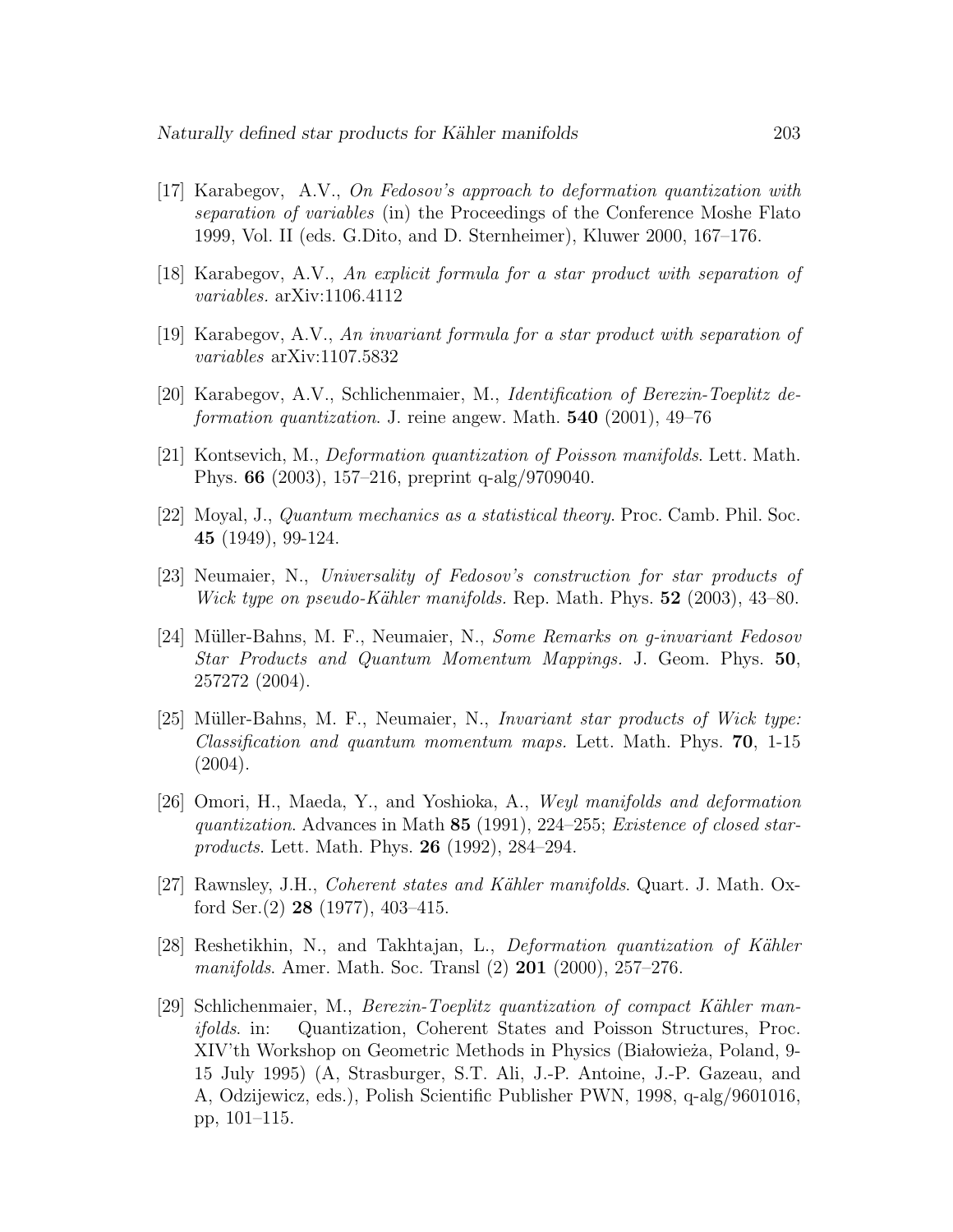[17] Karabegov, A.V., *On Fedosov's approach to deformation quantization with separation of variables* (in) the Proceedings of the Conference Moshe Flato 1999, Vol. II (eds. G.Dito, and D. Sternheimer), Kluwer 2000, 167–176.

[18] Karabegov, A.V., *An explicit formula for a star product with separation of variables.* arXiv:1106.4112

[19] Karabegov, A.V., *An invariant formula for a star product with separation of variables* arXiv:1107.5832

[20] Karabegov, A.V., Schlichenmaier, M., *Identification of Berezin-Toeplitz deformation quantization*. J. reine angew. Math. **540** (2001), 49–76

[21] Kontsevich, M., *Deformation quantization of Poisson manifolds*. Lett. Math. Phys. **66** (2003), 157–216, preprint q-alg/9709040.

[22] Moyal, J., *Quantum mechanics as a statistical theory*. Proc. Camb. Phil. Soc. **45** (1949), 99-124.

[23] Neumaier, N., *Universality of Fedosov's construction for star products of Wick type on pseudo-Kähler manifolds.* Rep. Math. Phys. **52** (2003), 43–80.

[24] Müller-Bahns, M. F., Neumaier, N., *Some Remarks on g-invariant Fedosov Star Products and Quantum Momentum Mappings.* J. Geom. Phys. **50**, 257272 (2004).

[25] Müller-Bahns, M. F., Neumaier, N., *Invariant star products of Wick type: Classification and quantum momentum maps.* Lett. Math. Phys. **70**, 1-15 (2004).

[26] Omori, H., Maeda, Y., and Yoshioka, A., *Weyl manifolds and deformation quantization*. Advances in Math **85** (1991), 224–255; *Existence of closed star-products*. Lett. Math. Phys. **26** (1992), 284–294.

[27] Rawnsley, J.H., *Coherent states and Kähler manifolds*. Quart. J. Math. Oxford Ser.(2) **28** (1977), 403–415.

[28] Reshetikhin, N., and Takhtajan, L., *Deformation quantization of Kähler manifolds.* Amer. Math. Soc. Transl (2) **201** (2000), 257–276.

[29] Schlichenmaier, M., *Berezin-Toeplitz quantization of compact Kähler manifolds.* in: Quantization, Coherent States and Poisson Structures, Proc. XIV'th Workshop on Geometric Methods in Physics (Białowieża, Poland, 9-15 July 1995) (A, Strasburger, S.T. Ali, J.-P. Antoine, J.-P. Gazeau, and A, Odzijewicz, eds.), Polish Scientific Publisher PWN, 1998, q-alg/9601016, pp, 101–115.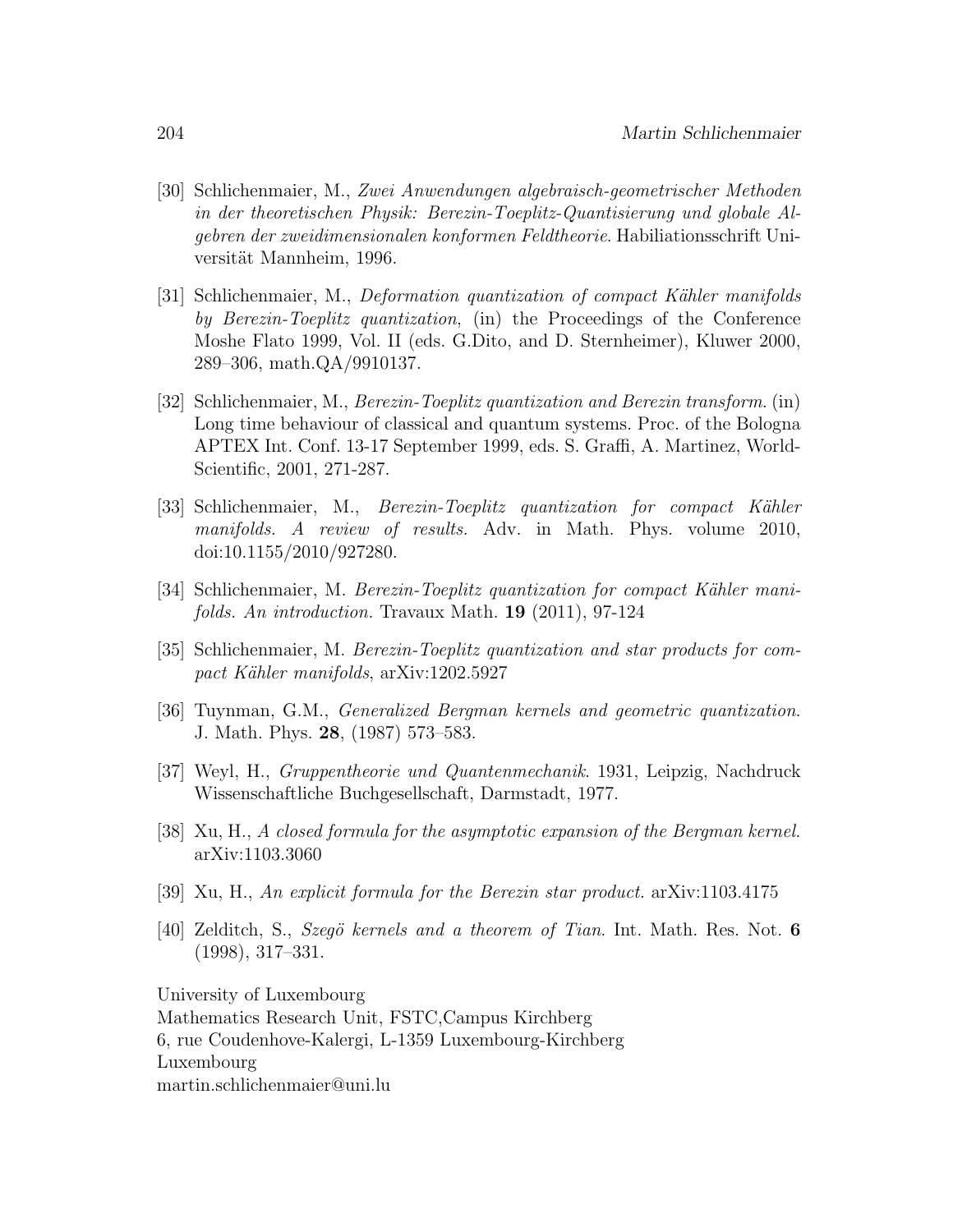[30] Schlichenmaier, M., *Zwei Anwendungen algebraisch-geometrischer Methoden in der theoretischen Physik: Berezin-Toeplitz-Quantisierung und globale Algebren der zweidimensionalen konformen Feldtheorie*. Habiliationsschrift Universität Mannheim, 1996.

[31] Schlichenmaier, M., *Deformation quantization of compact Kähler manifolds by Berezin-Toeplitz quantization*, (in) the Proceedings of the Conference Moshe Flato 1999, Vol. II (eds. G.Dito, and D. Sternheimer), Kluwer 2000, 289–306, math.QA/9910137.

[32] Schlichenmaier, M., *Berezin-Toeplitz quantization and Berezin transform*. (in) Long time behaviour of classical and quantum systems. Proc. of the Bologna APTEX Int. Conf. 13-17 September 1999, eds. S. Graffi, A. Martinez, World-Scientific, 2001, 271-287.

[33] Schlichenmaier, M., *Berezin-Toeplitz quantization for compact Kähler manifolds. A review of results.* Adv. in Math. Phys. volume 2010, doi:10.1155/2010/927280.

[34] Schlichenmaier, M. *Berezin-Toeplitz quantization for compact Kähler manifolds. An introduction.* Travaux Math. **19** (2011), 97-124

[35] Schlichenmaier, M. *Berezin-Toeplitz quantization and star products for compact Kähler manifolds*, arXiv:1202.5927

[36] Tuynman, G.M., *Generalized Bergman kernels and geometric quantization*. J. Math. Phys. **28**, (1987) 573–583.

[37] Weyl, H., *Gruppentheorie und Quantenmechanik*. 1931, Leipzig, Nachdruck Wissenschaftliche Buchgesellschaft, Darmstadt, 1977.

[38] Xu, H., *A closed formula for the asymptotic expansion of the Bergman kernel*. arXiv:1103.3060

[39] Xu, H., *An explicit formula for the Berezin star product.* arXiv:1103.4175

[40] Zelditch, S., *Szegö kernels and a theorem of Tian*. Int. Math. Res. Not. **6** (1998), 317–331.

University of Luxembourg
Mathematics Research Unit, FSTC,Campus Kirchberg
6, rue Coudenhove-Kalergi, L-1359 Luxembourg-Kirchberg
Luxembourg
martin.schlichenmaier@uni.lu